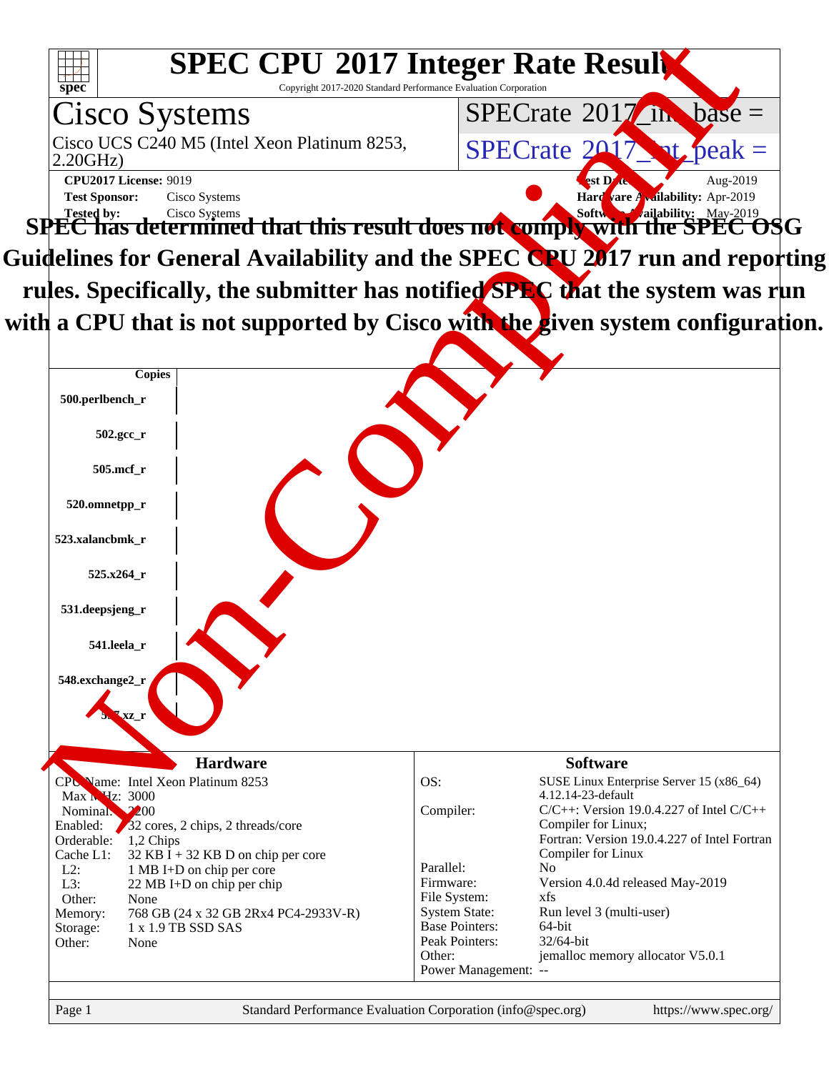# SPEC CPU 2017 Integer Rate Result

Copyright 2017-2020 Standard Performance Evaluation Corporation

## Cisco Systems

Cisco UCS C240 M5 (Intel Xeon Platinum 8253, 2.20GHz)

SPECrate 2017_int_base =

SPECrate 2017_int_peak =

**CPU2017 License:** 9019
**Test Sponsor:** Cisco Systems
**Tested by:** Cisco Systems

**Test Date:** Aug-2019
**Hardware Availability:** Apr-2019
**Software Availability:** May-2019

**SPEC has determined that this result does not comply with the SPEC OSG Guidelines for General Availability and the SPEC CPU 2017 run and reporting rules. Specifically, the submitter has notified SPEC that the system was run with a CPU that is not supported by Cisco with the given system configuration.**

Non-Compliant

| Copies |
|---|
| 500.perlbench_r |
| 502.gcc_r |
| 505.mcf_r |
| 520.omnetpp_r |
| 523.xalancbmk_r |
| 525.x264_r |
| 531.deepsjeng_r |
| 541.leela_r |
| 548.exchange2_r |
| 557.xz_r |

### Hardware

| | |
|---|---|
| CPU Name: | Intel Xeon Platinum 8253 |
| Max MHz: | 3000 |
| Nominal: | 2200 |
| Enabled: | 32 cores, 2 chips, 2 threads/core |
| Orderable: | 1,2 Chips |
| Cache L1: | 32 KB I + 32 KB D on chip per core |
| L2: | 1 MB I+D on chip per core |
| L3: | 22 MB I+D on chip per chip |
| Other: | None |
| Memory: | 768 GB (24 x 32 GB 2Rx4 PC4-2933V-R) |
| Storage: | 1 x 1.9 TB SSD SAS |
| Other: | None |

### Software

| | |
|---|---|
| OS: | SUSE Linux Enterprise Server 15 (x86_64) 4.12.14-23-default |
| Compiler: | C/C++: Version 19.0.4.227 of Intel C/C++ Compiler for Linux; Fortran: Version 19.0.4.227 of Intel Fortran Compiler for Linux |
| Parallel: | No |
| Firmware: | Version 4.0.4d released May-2019 |
| File System: | xfs |
| System State: | Run level 3 (multi-user) |
| Base Pointers: | 64-bit |
| Peak Pointers: | 32/64-bit |
| Other: | jemalloc memory allocator V5.0.1 |
| Power Management: | -- |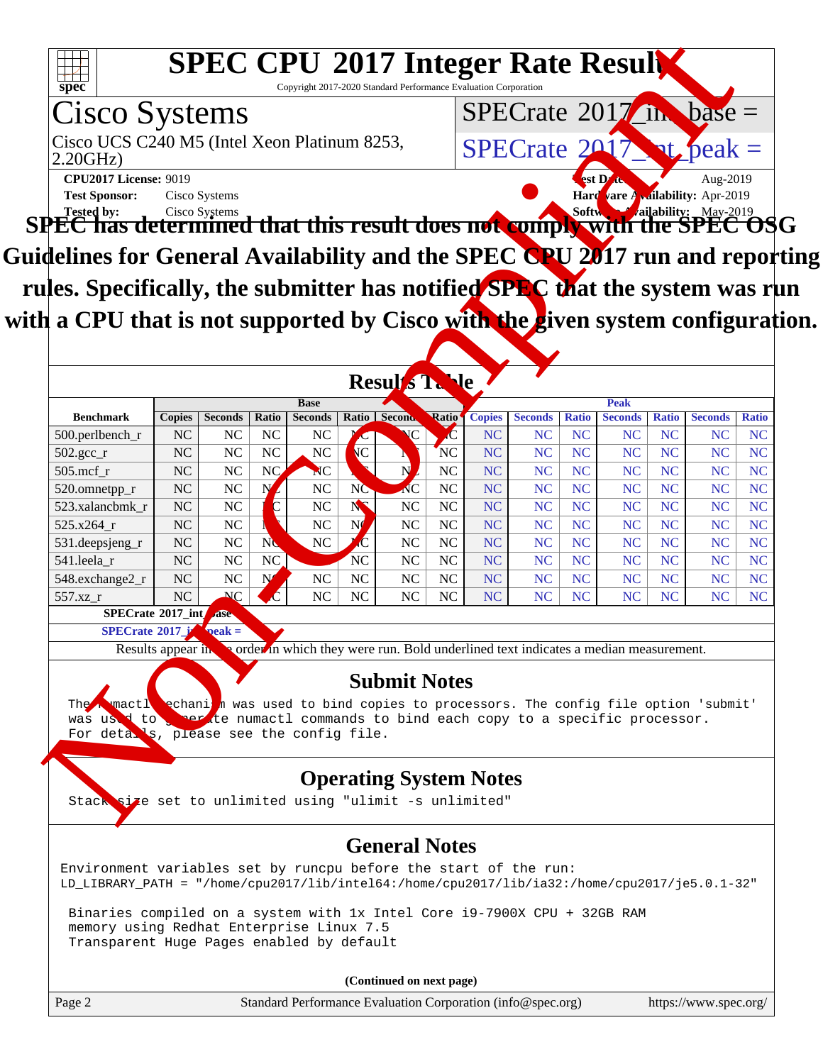# SPEC CPU 2017 Integer Rate Result

Copyright 2017-2020 Standard Performance Evaluation Corporation

## Cisco Systems

Cisco UCS C240 M5 (Intel Xeon Platinum 8253, 2.20GHz)

SPECrate 2017_int_base =

SPECrate 2017_int_peak =

**CPU2017 License:** 9019
**Test Sponsor:** Cisco Systems
**Tested by:** Cisco Systems

**Test Date:** Aug-2019
**Hardware Availability:** Apr-2019
**Software Availability:** May-2019

**SPEC has determined that this result does not comply with the SPEC OSG Guidelines for General Availability and the SPEC CPU 2017 run and reporting rules. Specifically, the submitter has notified SPEC that the system was run with a CPU that is not supported by Cisco with the given system configuration.**

## Results Table

| Benchmark | Base | | | | | | | Peak | | | | | | |
|---|---|---|---|---|---|---|---|---|---|---|---|---|---|---|
| | Copies | Seconds | Ratio | Seconds | Ratio | Seconds | Ratio | Copies | Seconds | Ratio | Seconds | Ratio | Seconds | Ratio |
| 500.perlbench_r | NC | NC | NC | NC | NC | NC | NC | NC | NC | NC | NC | NC | NC | NC |
| 502.gcc_r | NC | NC | NC | NC | NC | NC | NC | NC | NC | NC | NC | NC | NC | NC |
| 505.mcf_r | NC | NC | NC | NC | NC | NC | NC | NC | NC | NC | NC | NC | NC | NC |
| 520.omnetpp_r | NC | NC | NC | NC | NC | NC | NC | NC | NC | NC | NC | NC | NC | NC |
| 523.xalancbmk_r | NC | NC | NC | NC | NC | NC | NC | NC | NC | NC | NC | NC | NC | NC |
| 525.x264_r | NC | NC | NC | NC | NC | NC | NC | NC | NC | NC | NC | NC | NC | NC |
| 531.deepsjeng_r | NC | NC | NC | NC | NC | NC | NC | NC | NC | NC | NC | NC | NC | NC |
| 541.leela_r | NC | NC | NC | NC | NC | NC | NC | NC | NC | NC | NC | NC | NC | NC |
| 548.exchange2_r | NC | NC | NC | NC | NC | NC | NC | NC | NC | NC | NC | NC | NC | NC |
| 557.xz_r | NC | NC | NC | NC | NC | NC | NC | NC | NC | NC | NC | NC | NC | NC |

**SPECrate 2017_int_base =**

**SPECrate 2017_int_peak =**

Results appear in the order in which they were run. Bold underlined text indicates a median measurement.

## Submit Notes

```
The numactl mechanism was used to bind copies to processors. The config file option 'submit'
was used to generate numactl commands to bind each copy to a specific processor.
For details, please see the config file.
```

## Operating System Notes

```
Stack size set to unlimited using "ulimit -s unlimited"
```

## General Notes

```
Environment variables set by runcpu before the start of the run:
LD_LIBRARY_PATH = "/home/cpu2017/lib/intel64:/home/cpu2017/lib/ia32:/home/cpu2017/je5.0.1-32"

 Binaries compiled on a system with 1x Intel Core i9-7900X CPU + 32GB RAM
 memory using Redhat Enterprise Linux 7.5
 Transparent Huge Pages enabled by default
```

**(Continued on next page)**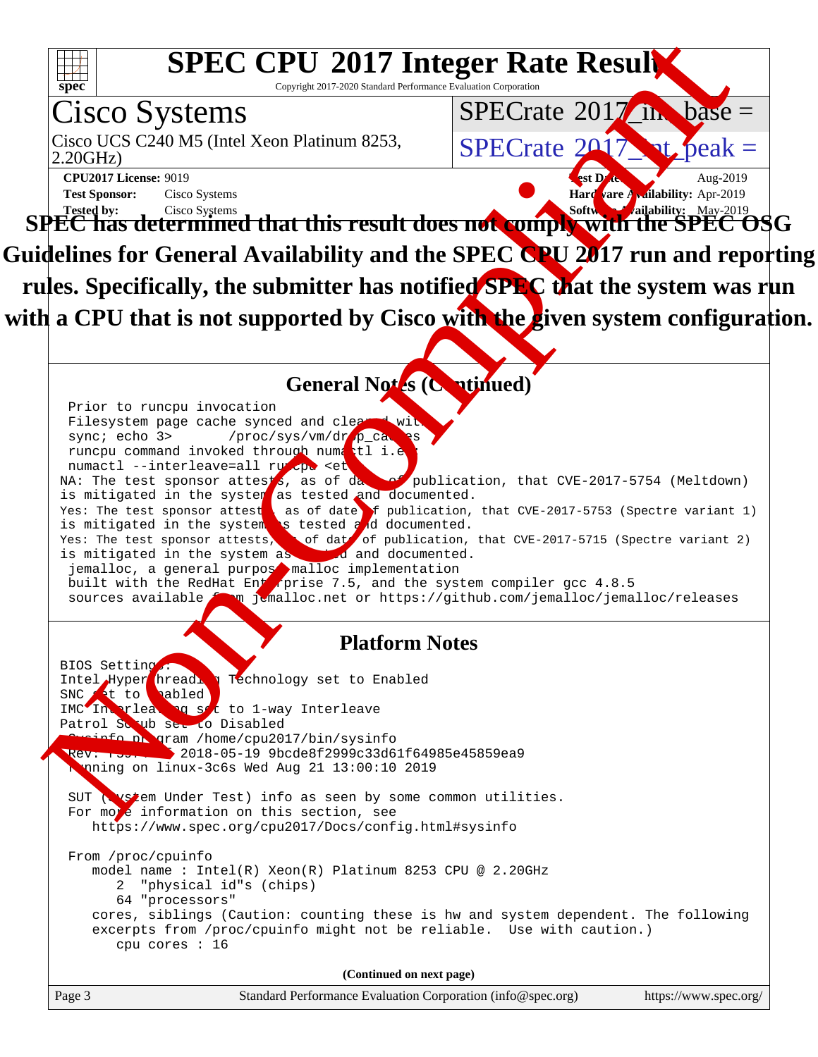# SPEC CPU 2017 Integer Rate Result

Copyright 2017-2020 Standard Performance Evaluation Corporation

## Cisco Systems

Cisco UCS C240 M5 (Intel Xeon Platinum 8253, 2.20GHz)

SPECrate 2017_int_base =

SPECrate 2017_int_peak =

**CPU2017 License:** 9019
**Test Sponsor:** Cisco Systems
**Tested by:** Cisco Systems

**Test Date:** Aug-2019
**Hardware Availability:** Apr-2019
**Software Availability:** May-2019

**SPEC has determined that this result does not comply with the SPEC OSG Guidelines for General Availability and the SPEC CPU 2017 run and reporting rules. Specifically, the submitter has notified SPEC that the system was run with a CPU that is not supported by Cisco with the given system configuration.**

### General Notes (Continued)

```
 Prior to runcpu invocation
 Filesystem page cache synced and cleared with:
 sync; echo 3>       /proc/sys/vm/drop_caches
 runcpu command invoked through numactl i.e.:
 numactl --interleave=all runcpu <etc>
NA: The test sponsor attests, as of date of publication, that CVE-2017-5754 (Meltdown)
is mitigated in the system as tested and documented.
Yes: The test sponsor attests, as of date of publication, that CVE-2017-5753 (Spectre variant 1)
is mitigated in the system as tested and documented.
Yes: The test sponsor attests, as of date of publication, that CVE-2017-5715 (Spectre variant 2)
is mitigated in the system as tested and documented.
 jemalloc, a general purpose malloc implementation
 built with the RedHat Enterprise 7.5, and the system compiler gcc 4.8.5
 sources available from jemalloc.net or https://github.com/jemalloc/jemalloc/releases
```

### Platform Notes

```
BIOS Settings:
Intel HyperThreading Technology set to Enabled
SNC set to Enabled
IMC Interleaving set to 1-way Interleave
Patrol Scrub set to Disabled
 Sysinfo program /home/cpu2017/bin/sysinfo
 Rev: r5974 of 2018-05-19 9bcde8f2999c33d61f64985e45859ea9
 running on linux-3c6s Wed Aug 21 13:00:10 2019

 SUT (System Under Test) info as seen by some common utilities.
 For more information on this section, see
    https://www.spec.org/cpu2017/Docs/config.html#sysinfo

 From /proc/cpuinfo
    model name : Intel(R) Xeon(R) Platinum 8253 CPU @ 2.20GHz
       2  "physical id"s (chips)
       64 "processors"
    cores, siblings (Caution: counting these is hw and system dependent. The following
    excerpts from /proc/cpuinfo might not be reliable.  Use with caution.)
       cpu cores : 16
```

(Continued on next page)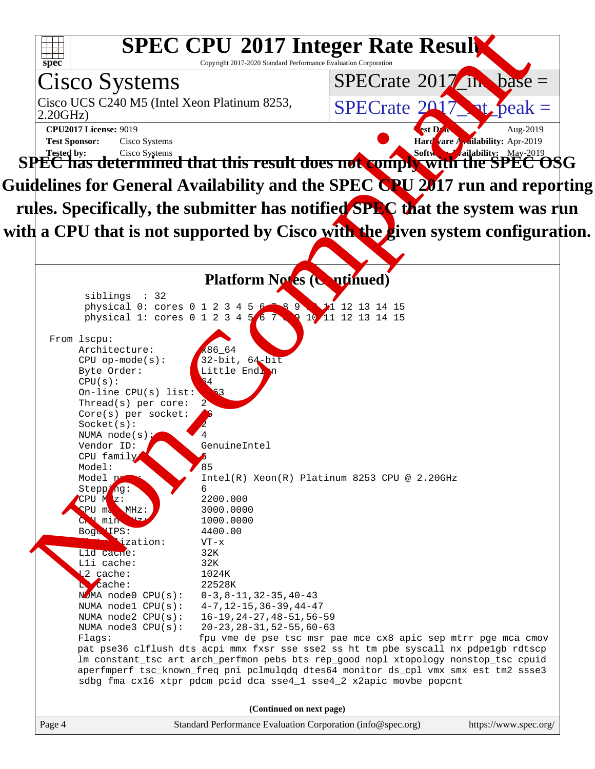# SPEC CPU 2017 Integer Rate Result

Copyright 2017-2020 Standard Performance Evaluation Corporation

## Cisco Systems

Cisco UCS C240 M5 (Intel Xeon Platinum 8253, 2.20GHz)

SPECrate 2017_int_base =

SPECrate 2017_int_peak =

**CPU2017 License:** 9019
**Test Sponsor:** Cisco Systems
**Tested by:** Cisco Systems

**Test Date:** Aug-2019
**Hardware Availability:** Apr-2019
**Software Availability:** May-2019

**SPEC has determined that this result does not comply with the SPEC OSG Guidelines for General Availability and the SPEC CPU 2017 run and reporting rules. Specifically, the submitter has notified SPEC that the system was run with a CPU that is not supported by Cisco with the given system configuration.**

### Platform Notes (Continued)

```
       siblings  : 32
       physical 0: cores 0 1 2 3 4 5 6 7 8 9 10 11 12 13 14 15
       physical 1: cores 0 1 2 3 4 5 6 7 8 9 10 11 12 13 14 15

 From lscpu:
      Architecture:          x86_64
      CPU op-mode(s):        32-bit, 64-bit
      Byte Order:            Little Endian
      CPU(s):                64
      On-line CPU(s) list:   0-63
      Thread(s) per core:    2
      Core(s) per socket:    16
      Socket(s):             2
      NUMA node(s):          4
      Vendor ID:             GenuineIntel
      CPU family:            6
      Model:                 85
      Model name:            Intel(R) Xeon(R) Platinum 8253 CPU @ 2.20GHz
      Stepping:              6
      CPU MHz:               2200.000
      CPU max MHz:           3000.0000
      CPU min MHz:           1000.0000
      BogoMIPS:              4400.00
      Virtualization:        VT-x
      L1d cache:             32K
      L1i cache:             32K
      L2 cache:              1024K
      L3 cache:              22528K
      NUMA node0 CPU(s):     0-3,8-11,32-35,40-43
      NUMA node1 CPU(s):     4-7,12-15,36-39,44-47
      NUMA node2 CPU(s):     16-19,24-27,48-51,56-59
      NUMA node3 CPU(s):     20-23,28-31,52-55,60-63
      Flags:                fpu vme de pse tsc msr pae mce cx8 apic sep mtrr pge mca cmov
      pat pse36 clflush dts acpi mmx fxsr sse sse2 ss ht tm pbe syscall nx pdpe1gb rdtscp
      lm constant_tsc art arch_perfmon pebs bts rep_good nopl xtopology nonstop_tsc cpuid
      aperfmperf tsc_known_freq pni pclmulqdq dtes64 monitor ds_cpl vmx smx est tm2 ssse3
      sdbg fma cx16 xtpr pdcm pcid dca sse4_1 sse4_2 x2apic movbe popcnt
```

**(Continued on next page)**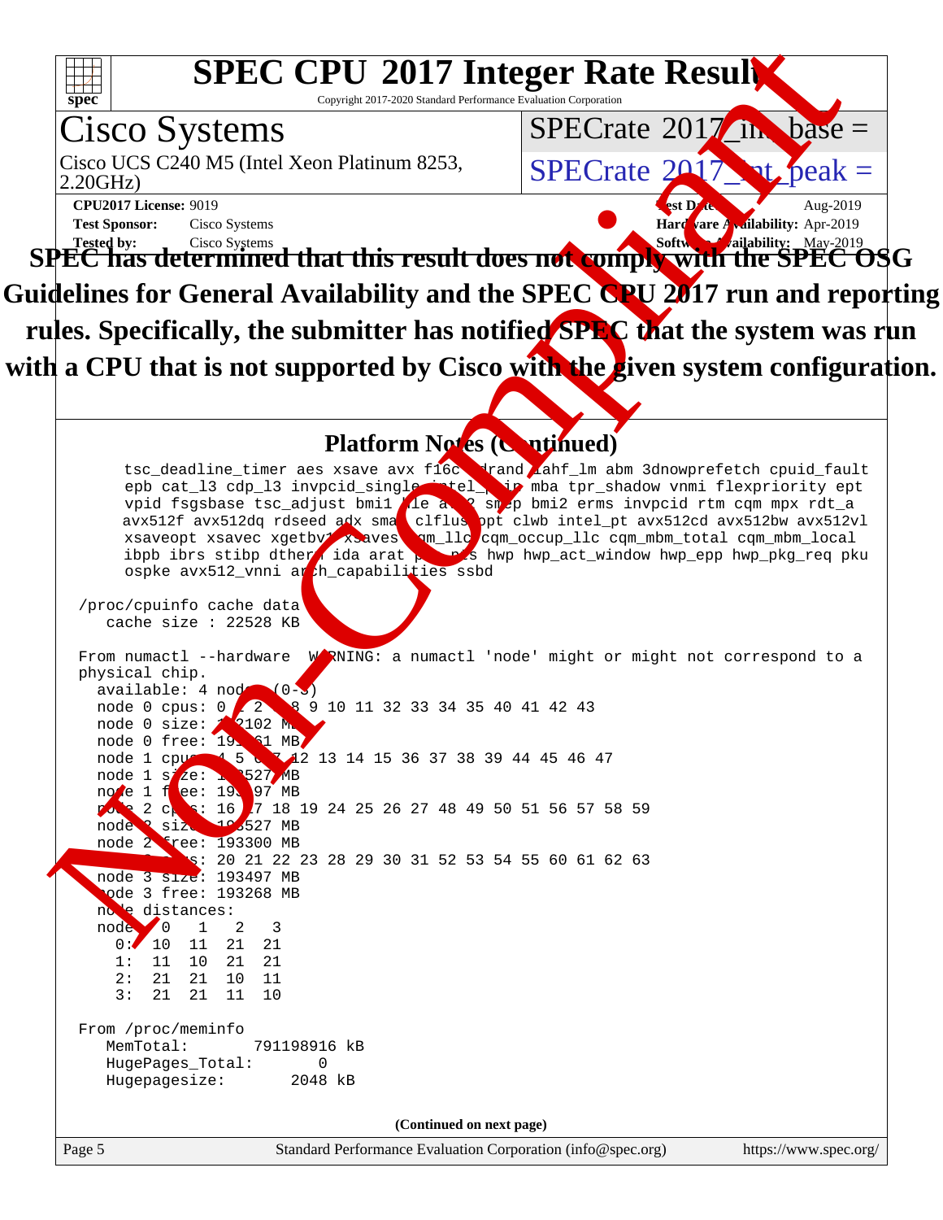# SPEC CPU 2017 Integer Rate Result

Copyright 2017-2020 Standard Performance Evaluation Corporation

**Cisco Systems**

Cisco UCS C240 M5 (Intel Xeon Platinum 8253, 2.20GHz)

SPECrate 2017_int_base =

SPECrate 2017_int_peak =

**CPU2017 License:** 9019
**Test Sponsor:** Cisco Systems
**Tested by:** Cisco Systems

**Test Date:** Aug-2019
**Hardware Availability:** Apr-2019
**Software Availability:** May-2019

**SPEC has determined that this result does not comply with the SPEC OSG Guidelines for General Availability and the SPEC CPU 2017 run and reporting rules. Specifically, the submitter has notified SPEC that the system was run with a CPU that is not supported by Cisco with the given system configuration.**

## Platform Notes (Continued)

```
      tsc_deadline_timer aes xsave avx f16c rdrand lahf_lm abm 3dnowprefetch cpuid_fault
      epb cat_l3 cdp_l3 invpcid_single intel_ppin mba tpr_shadow vnmi flexpriority ept
      vpid fsgsbase tsc_adjust bmi1 hle avx2 smep bmi2 erms invpcid rtm cqm mpx rdt_a
      avx512f avx512dq rdseed adx smap clflushopt clwb intel_pt avx512cd avx512bw avx512vl
      xsaveopt xsavec xgetbv1 xsaves cqm_llc cqm_occup_llc cqm_mbm_total cqm_mbm_local
      ibpb ibrs stibp dtherm ida arat pln pts hwp hwp_act_window hwp_epp hwp_pkg_req pku
      ospke avx512_vnni arch_capabilities ssbd

 /proc/cpuinfo cache data
    cache size : 22528 KB

 From numactl --hardware  WARNING: a numactl 'node' might or might not correspond to a
 physical chip.
   available: 4 nodes (0-3)
   node 0 cpus: 0 1 2 3 8 9 10 11 32 33 34 35 40 41 42 43
   node 0 size: 192102 MB
   node 0 free: 191761 MB
   node 1 cpus: 4 5 6 7 12 13 14 15 36 37 38 39 44 45 46 47
   node 1 size: 193527 MB
   node 1 free: 193297 MB
   node 2 cpus: 16 17 18 19 24 25 26 27 48 49 50 51 56 57 58 59
   node 2 size: 193527 MB
   node 2 free: 193300 MB
   node 3 cpus: 20 21 22 23 28 29 30 31 52 53 54 55 60 61 62 63
   node 3 size: 193497 MB
   node 3 free: 193268 MB
   node distances:
   node   0   1   2   3
     0:  10  11  21  21
     1:  11  10  21  21
     2:  21  21  10  11
     3:  21  21  11  10

 From /proc/meminfo
    MemTotal:       791198916 kB
    HugePages_Total:       0
    Hugepagesize:       2048 kB
```

(Continued on next page)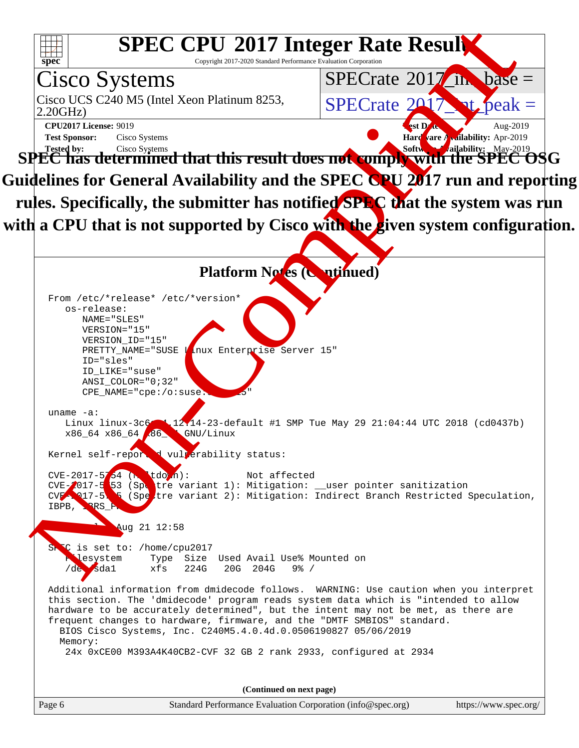# SPEC CPU 2017 Integer Rate Result

Copyright 2017-2020 Standard Performance Evaluation Corporation

## Cisco Systems

Cisco UCS C240 M5 (Intel Xeon Platinum 8253, 2.20GHz)

SPECrate 2017_int_base =

SPECrate 2017_int_peak =

**CPU2017 License:** 9019
**Test Sponsor:** Cisco Systems
**Tested by:** Cisco Systems

**Test Date:** Aug-2019
**Hardware Availability:** Apr-2019
**Software Availability:** May-2019

**SPEC has determined that this result does not comply with the SPEC OSG Guidelines for General Availability and the SPEC CPU 2017 run and reporting rules. Specifically, the submitter has notified SPEC that the system was run with a CPU that is not supported by Cisco with the given system configuration.**

### Platform Notes (Continued)

```
From /etc/*release* /etc/*version*
   os-release:
      NAME="SLES"
      VERSION="15"
      VERSION_ID="15"
      PRETTY_NAME="SUSE Linux Enterprise Server 15"
      ID="sles"
      ID_LIKE="suse"
      ANSI_COLOR="0;32"
      CPE_NAME="cpe:/o:suse:sles:15"

uname -a:
   Linux linux-3c6d 4.12.14-23-default #1 SMP Tue May 29 21:04:44 UTC 2018 (cd0437b)
   x86_64 x86_64 x86_64 GNU/Linux

Kernel self-reported vulnerability status:

CVE-2017-5754 (Meltdown):          Not affected
CVE-2017-5753 (Spectre variant 1): Mitigation: __user pointer sanitization
CVE-2017-5715 (Spectre variant 2): Mitigation: Indirect Branch Restricted Speculation,
IBPB, IBRS_FW

run-level 3 Aug 21 12:58

SPEC is set to: /home/cpu2017
   Filesystem     Type  Size  Used Avail Use% Mounted on
   /dev/sda1      xfs   224G   20G  204G   9% /

Additional information from dmidecode follows.  WARNING: Use caution when you interpret
this section. The 'dmidecode' program reads system data which is "intended to allow
hardware to be accurately determined", but the intent may not be met, as there are
frequent changes to hardware, firmware, and the "DMTF SMBIOS" standard.
  BIOS Cisco Systems, Inc. C240M5.4.0.4d.0.0506190827 05/06/2019
  Memory:
   24x 0xCE00 M393A4K40CB2-CVF 32 GB 2 rank 2933, configured at 2934
```

**(Continued on next page)**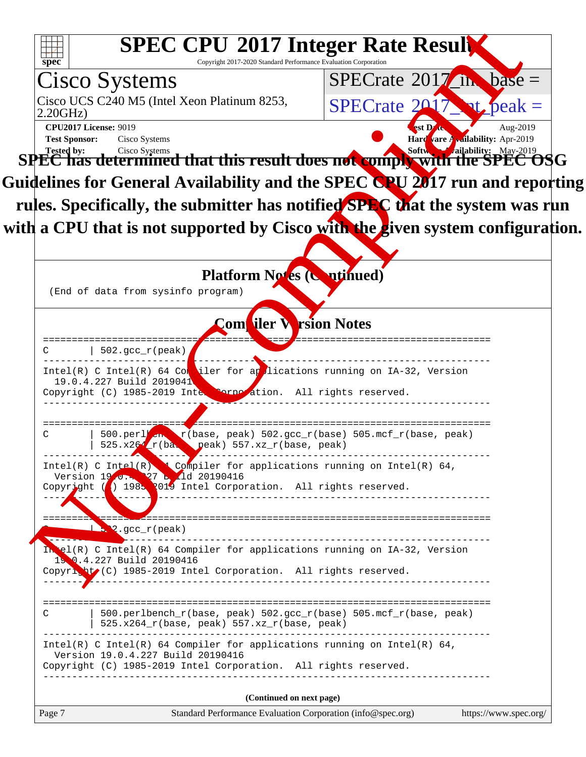# SPEC CPU 2017 Integer Rate Result

Copyright 2017-2020 Standard Performance Evaluation Corporation

**Cisco Systems**

Cisco UCS C240 M5 (Intel Xeon Platinum 8253, 2.20GHz)

SPECrate 2017_int_base =

SPECrate 2017_int_peak =

**CPU2017 License:** 9019
**Test Sponsor:** Cisco Systems
**Tested by:** Cisco Systems

**Test Date:** Aug-2019
**Hardware Availability:** Apr-2019
**Software Availability:** May-2019

**SPEC has determined that this result does not comply with the SPEC OSG Guidelines for General Availability and the SPEC CPU 2017 run and reporting rules. Specifically, the submitter has notified SPEC that the system was run with a CPU that is not supported by Cisco with the given system configuration.**

## Platform Notes (Continued)

```
(End of data from sysinfo program)
```

## Compiler Version Notes

```
==============================================================================
C       | 502.gcc_r(peak)
------------------------------------------------------------------------------
Intel(R) C Intel(R) 64 Compiler for applications running on IA-32, Version
  19.0.4.227 Build 20190416
Copyright (C) 1985-2019 Intel Corporation.  All rights reserved.
------------------------------------------------------------------------------

==============================================================================
C       | 500.perlbench_r(base, peak) 502.gcc_r(base) 505.mcf_r(base, peak)
        | 525.x264_r(base, peak) 557.xz_r(base, peak)
------------------------------------------------------------------------------
Intel(R) C Intel(R) 64 Compiler for applications running on Intel(R) 64,
  Version 19.0.4.227 Build 20190416
Copyright (C) 1985-2019 Intel Corporation.  All rights reserved.
------------------------------------------------------------------------------

==============================================================================
C       | 502.gcc_r(peak)
------------------------------------------------------------------------------
Intel(R) C Intel(R) 64 Compiler for applications running on IA-32, Version
  19.0.4.227 Build 20190416
Copyright (C) 1985-2019 Intel Corporation.  All rights reserved.
------------------------------------------------------------------------------

==============================================================================
C       | 500.perlbench_r(base, peak) 502.gcc_r(base) 505.mcf_r(base, peak)
        | 525.x264_r(base, peak) 557.xz_r(base, peak)
------------------------------------------------------------------------------
Intel(R) C Intel(R) 64 Compiler for applications running on Intel(R) 64,
  Version 19.0.4.227 Build 20190416
Copyright (C) 1985-2019 Intel Corporation.  All rights reserved.
------------------------------------------------------------------------------
```

**(Continued on next page)**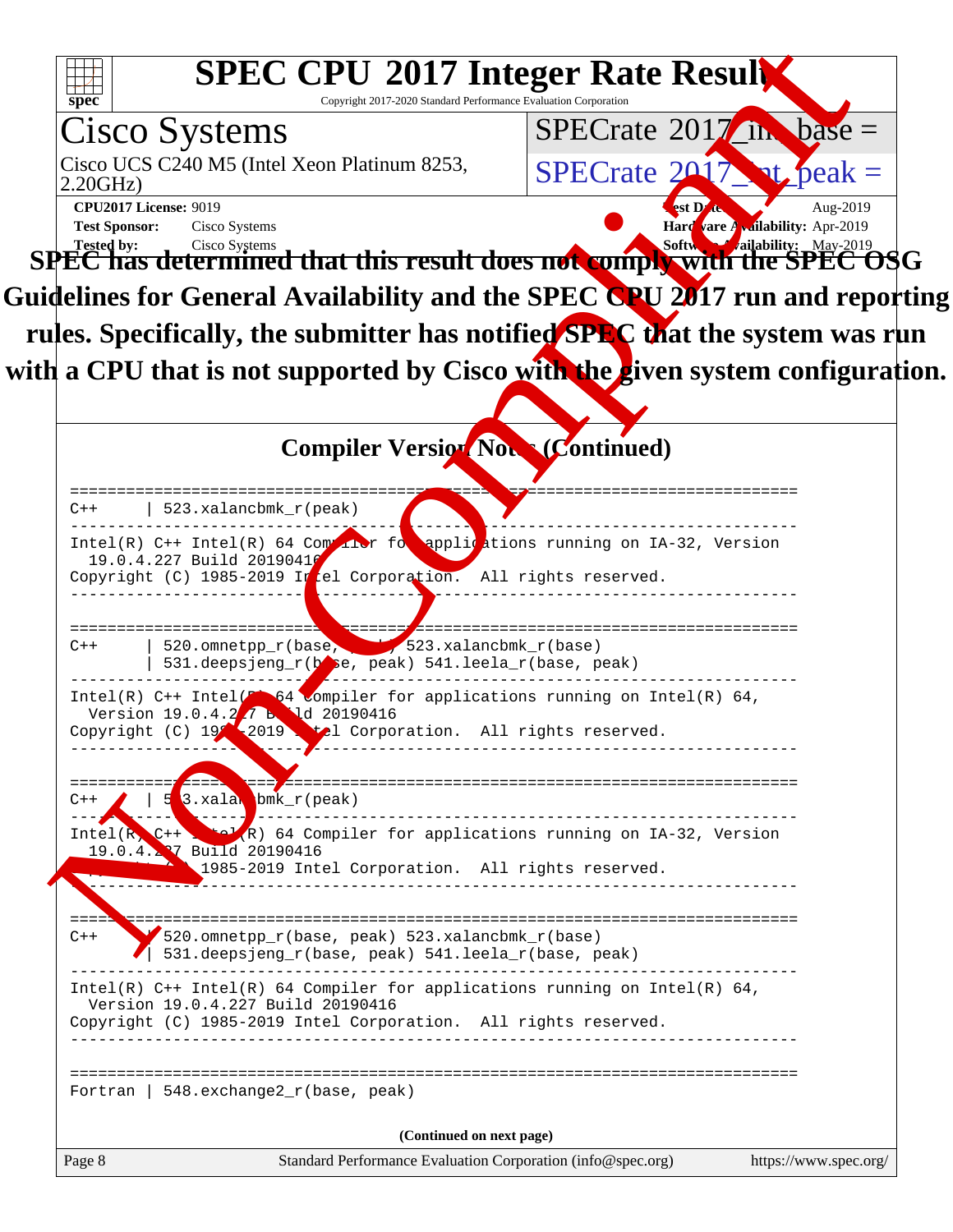# SPEC CPU 2017 Integer Rate Result

Copyright 2017-2020 Standard Performance Evaluation Corporation

**Cisco Systems**

Cisco UCS C240 M5 (Intel Xeon Platinum 8253, 2.20GHz)

SPECrate 2017_int_base =

SPECrate 2017_int_peak =

**CPU2017 License:** 9019
**Test Sponsor:** Cisco Systems
**Tested by:** Cisco Systems

**Test Date:** Aug-2019
**Hardware Availability:** Apr-2019
**Software Availability:** May-2019

**SPEC has determined that this result does not comply with the SPEC OSG Guidelines for General Availability and the SPEC CPU 2017 run and reporting rules. Specifically, the submitter has notified SPEC that the system was run with a CPU that is not supported by Cisco with the given system configuration.**

Non-Compliant

## Compiler Version Notes (Continued)

```
==============================================================================
C++      | 523.xalancbmk_r(peak)
------------------------------------------------------------------------------
Intel(R) C++ Intel(R) 64 Compiler for applications running on IA-32, Version
  19.0.4.227 Build 20190416
Copyright (C) 1985-2019 Intel Corporation.  All rights reserved.
------------------------------------------------------------------------------

==============================================================================
C++      | 520.omnetpp_r(base, peak) 523.xalancbmk_r(base)
         | 531.deepsjeng_r(base, peak) 541.leela_r(base, peak)
------------------------------------------------------------------------------
Intel(R) C++ Intel(R) 64 Compiler for applications running on Intel(R) 64,
  Version 19.0.4.227 Build 20190416
Copyright (C) 1985-2019 Intel Corporation.  All rights reserved.
------------------------------------------------------------------------------

==============================================================================
C++      | 523.xalancbmk_r(peak)
------------------------------------------------------------------------------
Intel(R) C++ Intel(R) 64 Compiler for applications running on IA-32, Version
  19.0.4.227 Build 20190416
Copyright (C) 1985-2019 Intel Corporation.  All rights reserved.
------------------------------------------------------------------------------

==============================================================================
C++      | 520.omnetpp_r(base, peak) 523.xalancbmk_r(base)
         | 531.deepsjeng_r(base, peak) 541.leela_r(base, peak)
------------------------------------------------------------------------------
Intel(R) C++ Intel(R) 64 Compiler for applications running on Intel(R) 64,
  Version 19.0.4.227 Build 20190416
Copyright (C) 1985-2019 Intel Corporation.  All rights reserved.
------------------------------------------------------------------------------

==============================================================================
Fortran  | 548.exchange2_r(base, peak)
```

**(Continued on next page)**

Standard Performance Evaluation Corporation (info@spec.org) https://www.spec.org/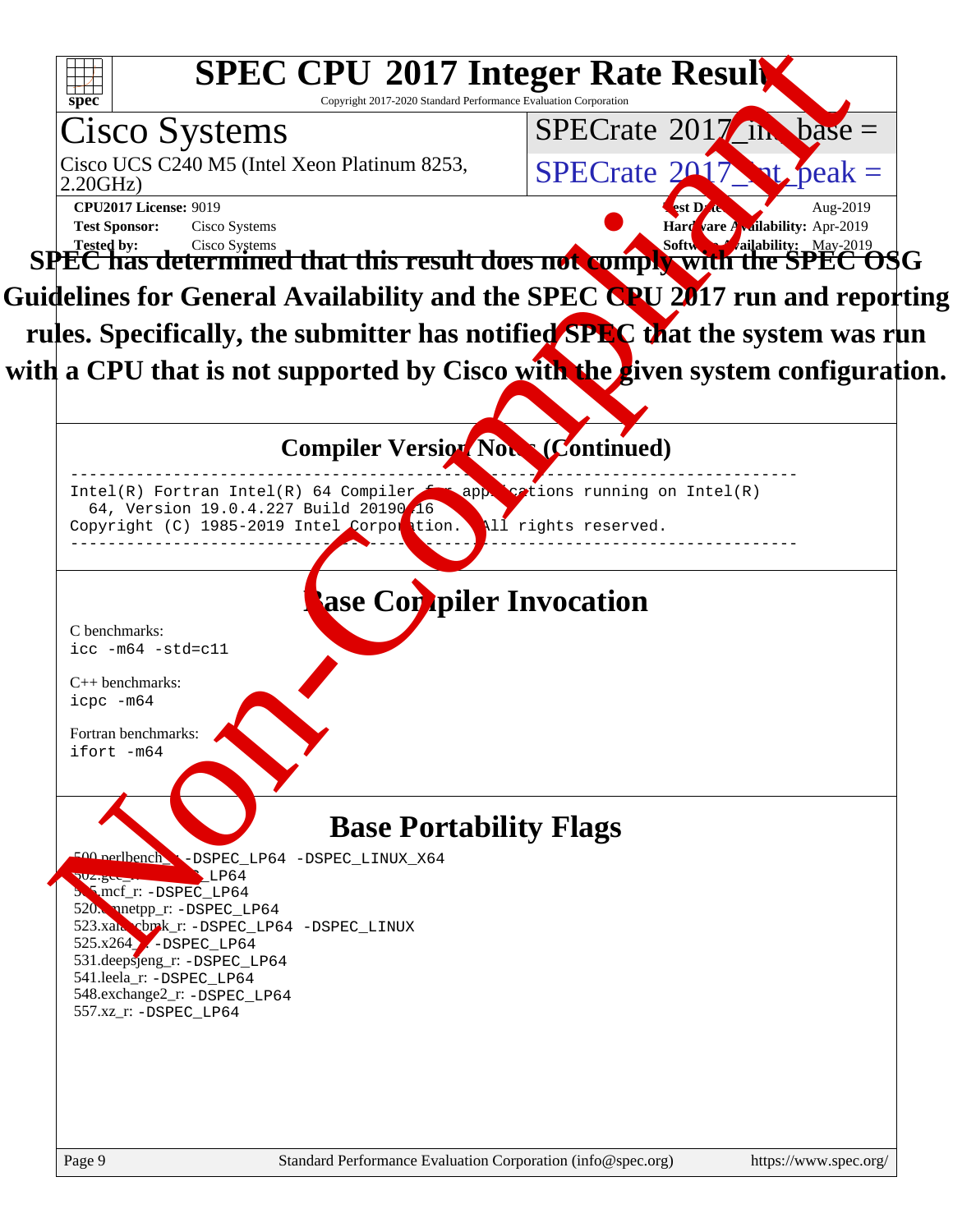# SPEC CPU 2017 Integer Rate Result

Copyright 2017-2020 Standard Performance Evaluation Corporation

## Cisco Systems

Cisco UCS C240 M5 (Intel Xeon Platinum 8253, 2.20GHz)

SPECrate 2017_int_base =

SPECrate 2017_int_peak =

**CPU2017 License:** 9019
**Test Sponsor:** Cisco Systems
**Tested by:** Cisco Systems

**Test Date:** Aug-2019
**Hardware Availability:** Apr-2019
**Software Availability:** May-2019

**SPEC has determined that this result does not comply with the SPEC OSG Guidelines for General Availability and the SPEC CPU 2017 run and reporting rules. Specifically, the submitter has notified SPEC that the system was run with a CPU that is not supported by Cisco with the given system configuration.**

### Compiler Version Notes (Continued)

```
==============================================================================
Intel(R) Fortran Intel(R) 64 Compiler for applications running on Intel(R)
  64, Version 19.0.4.227 Build 20190416
Copyright (C) 1985-2019 Intel Corporation.  All rights reserved.
------------------------------------------------------------------------------
```

### Base Compiler Invocation

C benchmarks:
`icc -m64 -std=c11`

C++ benchmarks:
`icpc -m64`

Fortran benchmarks:
`ifort -m64`

### Base Portability Flags

500.perlbench_r: `-DSPEC_LP64 -DSPEC_LINUX_X64`
502.gcc_r: `-DSPEC_LP64`
505.mcf_r: `-DSPEC_LP64`
520.omnetpp_r: `-DSPEC_LP64`
523.xalancbmk_r: `-DSPEC_LP64 -DSPEC_LINUX`
525.x264_r: `-DSPEC_LP64`
531.deepsjeng_r: `-DSPEC_LP64`
541.leela_r: `-DSPEC_LP64`
548.exchange2_r: `-DSPEC_LP64`
557.xz_r: `-DSPEC_LP64`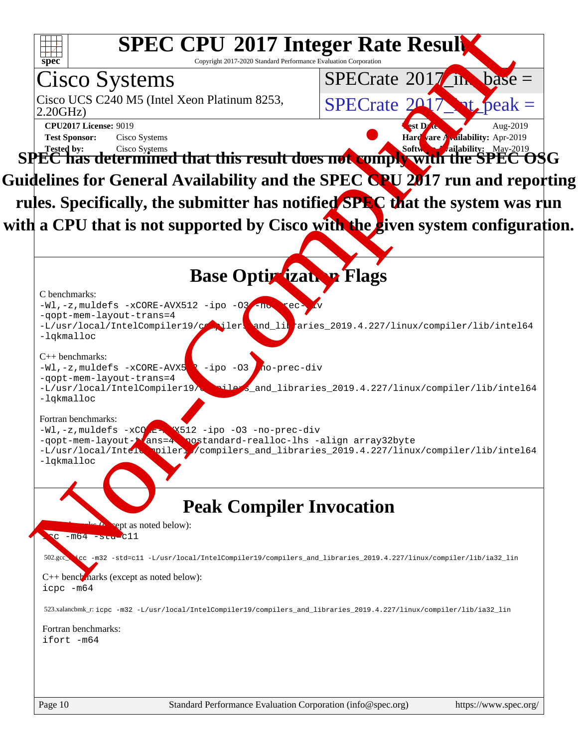# SPEC CPU 2017 Integer Rate Result

Copyright 2017-2020 Standard Performance Evaluation Corporation

## Cisco Systems

Cisco UCS C240 M5 (Intel Xeon Platinum 8253, 2.20GHz)

SPECrate 2017_int_base =

SPECrate 2017_int_peak =

**CPU2017 License:** 9019
**Test Sponsor:** Cisco Systems
**Tested by:** Cisco Systems

**Test Date:** Aug-2019
**Hardware Availability:** Apr-2019
**Software Availability:** May-2019

**SPEC has determined that this result does not comply with the SPEC OSG Guidelines for General Availability and the SPEC CPU 2017 run and reporting rules. Specifically, the submitter has notified SPEC that the system was run with a CPU that is not supported by Cisco with the given system configuration.**

## Base Optimization Flags

C benchmarks:

```
-Wl,-z,muldefs -xCORE-AVX512 -ipo -O3 -no-prec-div
-qopt-mem-layout-trans=4
-L/usr/local/IntelCompiler19/compilers_and_libraries_2019.4.227/linux/compiler/lib/intel64
-lqkmalloc
```

C++ benchmarks:

```
-Wl,-z,muldefs -xCORE-AVX512 -ipo -O3 -no-prec-div
-qopt-mem-layout-trans=4
-L/usr/local/IntelCompiler19/compilers_and_libraries_2019.4.227/linux/compiler/lib/intel64
-lqkmalloc
```

Fortran benchmarks:

```
-Wl,-z,muldefs -xCORE-AVX512 -ipo -O3 -no-prec-div
-qopt-mem-layout-trans=4 -nostandard-realloc-lhs -align array32byte
-L/usr/local/IntelCompiler19/compilers_and_libraries_2019.4.227/linux/compiler/lib/intel64
-lqkmalloc
```

## Peak Compiler Invocation

C benchmarks (except as noted below):

```
icc -m64 -std=c11
```

502.gcc_r: `icc -m32 -std=c11 -L/usr/local/IntelCompiler19/compilers_and_libraries_2019.4.227/linux/compiler/lib/ia32_lin`

C++ benchmarks (except as noted below):

```
icpc -m64
```

523.xalancbmk_r: `icpc -m32 -L/usr/local/IntelCompiler19/compilers_and_libraries_2019.4.227/linux/compiler/lib/ia32_lin`

Fortran benchmarks:

```
ifort -m64
```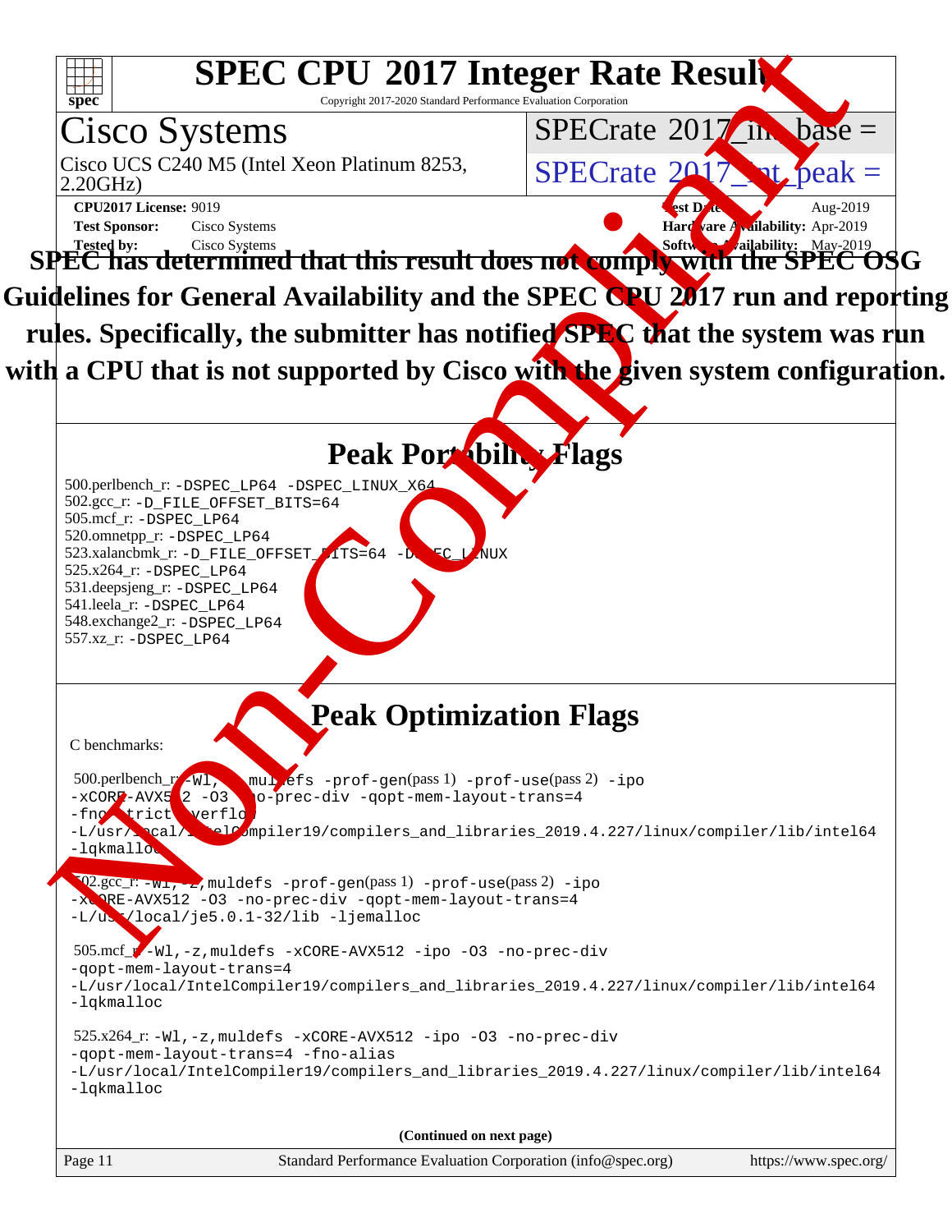# SPEC CPU 2017 Integer Rate Result

Copyright 2017-2020 Standard Performance Evaluation Corporation

**Cisco Systems**

Cisco UCS C240 M5 (Intel Xeon Platinum 8253, 2.20GHz)

SPECrate 2017_int_base =

SPECrate 2017_int_peak =

**CPU2017 License:** 9019
**Test Sponsor:** Cisco Systems
**Tested by:** Cisco Systems

**Test Date:** Aug-2019
**Hardware Availability:** Apr-2019
**Software Availability:** May-2019

**SPEC has determined that this result does not comply with the SPEC OSG Guidelines for General Availability and the SPEC CPU 2017 run and reporting rules. Specifically, the submitter has notified SPEC that the system was run with a CPU that is not supported by Cisco with the given system configuration.**

## Peak Portability Flags

500.perlbench_r: -DSPEC_LP64 -DSPEC_LINUX_X64
502.gcc_r: -D_FILE_OFFSET_BITS=64
505.mcf_r: -DSPEC_LP64
520.omnetpp_r: -DSPEC_LP64
523.xalancbmk_r: -D_FILE_OFFSET_BITS=64 -DSPEC_LINUX
525.x264_r: -DSPEC_LP64
531.deepsjeng_r: -DSPEC_LP64
541.leela_r: -DSPEC_LP64
548.exchange2_r: -DSPEC_LP64
557.xz_r: -DSPEC_LP64

## Peak Optimization Flags

C benchmarks:

500.perlbench_r: -Wl,-z,muldefs -prof-gen(pass 1) -prof-use(pass 2) -ipo -xCORE-AVX512 -O3 -no-prec-div -qopt-mem-layout-trans=4 -fno-strict-overflow -L/usr/local/IntelCompiler19/compilers_and_libraries_2019.4.227/linux/compiler/lib/intel64 -lqkmalloc

502.gcc_r: -Wl,-z,muldefs -prof-gen(pass 1) -prof-use(pass 2) -ipo -xCORE-AVX512 -O3 -no-prec-div -qopt-mem-layout-trans=4 -L/usr/local/je5.0.1-32/lib -ljemalloc

505.mcf_r: -Wl,-z,muldefs -xCORE-AVX512 -ipo -O3 -no-prec-div -qopt-mem-layout-trans=4 -L/usr/local/IntelCompiler19/compilers_and_libraries_2019.4.227/linux/compiler/lib/intel64 -lqkmalloc

525.x264_r: -Wl,-z,muldefs -xCORE-AVX512 -ipo -O3 -no-prec-div -qopt-mem-layout-trans=4 -fno-alias -L/usr/local/IntelCompiler19/compilers_and_libraries_2019.4.227/linux/compiler/lib/intel64 -lqkmalloc

**(Continued on next page)**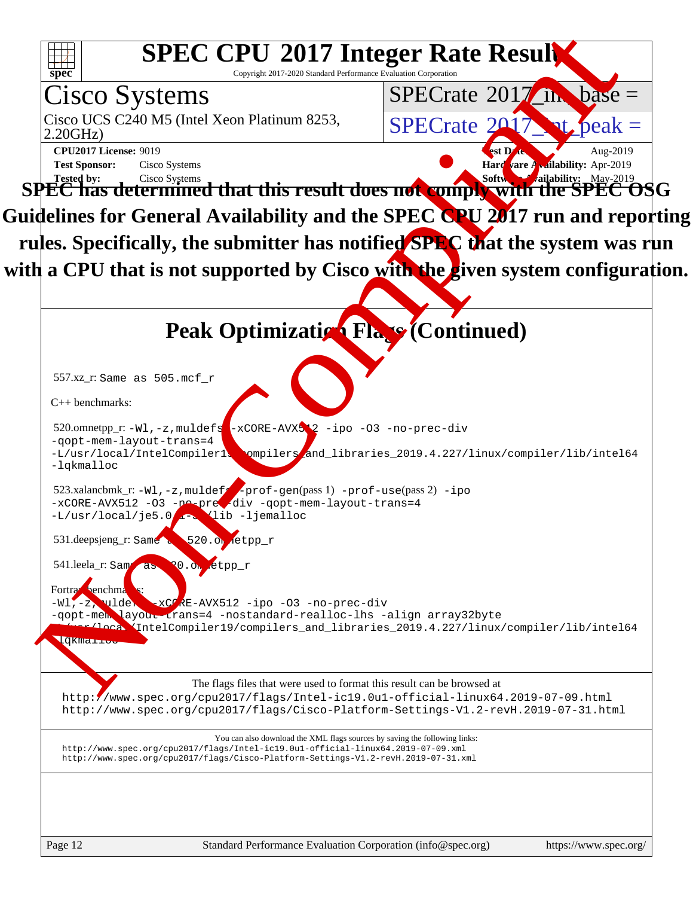# SPEC CPU 2017 Integer Rate Result

Copyright 2017-2020 Standard Performance Evaluation Corporation

## Cisco Systems

Cisco UCS C240 M5 (Intel Xeon Platinum 8253, 2.20GHz)

SPECrate 2017_int_base =

SPECrate 2017_int_peak =

**CPU2017 License:** 9019
**Test Sponsor:** Cisco Systems
**Tested by:** Cisco Systems

**Test Date:** Aug-2019
**Hardware Availability:** Apr-2019
**Software Availability:** May-2019

**SPEC has determined that this result does not comply with the SPEC OSG Guidelines for General Availability and the SPEC CPU 2017 run and reporting rules. Specifically, the submitter has notified SPEC that the system was run with a CPU that is not supported by Cisco with the given system configuration.**

## Peak Optimization Flags (Continued)

557.xz_r: Same as 505.mcf_r

C++ benchmarks:

520.omnetpp_r: `-Wl,-z,muldefs -xCORE-AVX512 -ipo -O3 -no-prec-div -qopt-mem-layout-trans=4 -L/usr/local/IntelCompiler19/compilers_and_libraries_2019.4.227/linux/compiler/lib/intel64 -lqkmalloc`

523.xalancbmk_r: `-Wl,-z,muldefs -prof-gen`(pass 1) `-prof-use`(pass 2) `-ipo -xCORE-AVX512 -O3 -no-prec-div -qopt-mem-layout-trans=4 -L/usr/local/je5.0.1-64/lib -ljemalloc`

531.deepsjeng_r: Same as 520.omnetpp_r

541.leela_r: Same as 520.omnetpp_r

Fortran benchmarks:

`-Wl,-z,muldefs -xCORE-AVX512 -ipo -O3 -no-prec-div -qopt-mem-layout-trans=4 -nostandard-realloc-lhs -align array32byte -L/usr/local/IntelCompiler19/compilers_and_libraries_2019.4.227/linux/compiler/lib/intel64 -lqkmalloc`

The flags files that were used to format this result can be browsed at
http://www.spec.org/cpu2017/flags/Intel-ic19.0u1-official-linux64.2019-07-09.html
http://www.spec.org/cpu2017/flags/Cisco-Platform-Settings-V1.2-revH.2019-07-31.html

You can also download the XML flags sources by saving the following links:
http://www.spec.org/cpu2017/flags/Intel-ic19.0u1-official-linux64.2019-07-09.xml
http://www.spec.org/cpu2017/flags/Cisco-Platform-Settings-V1.2-revH.2019-07-31.xml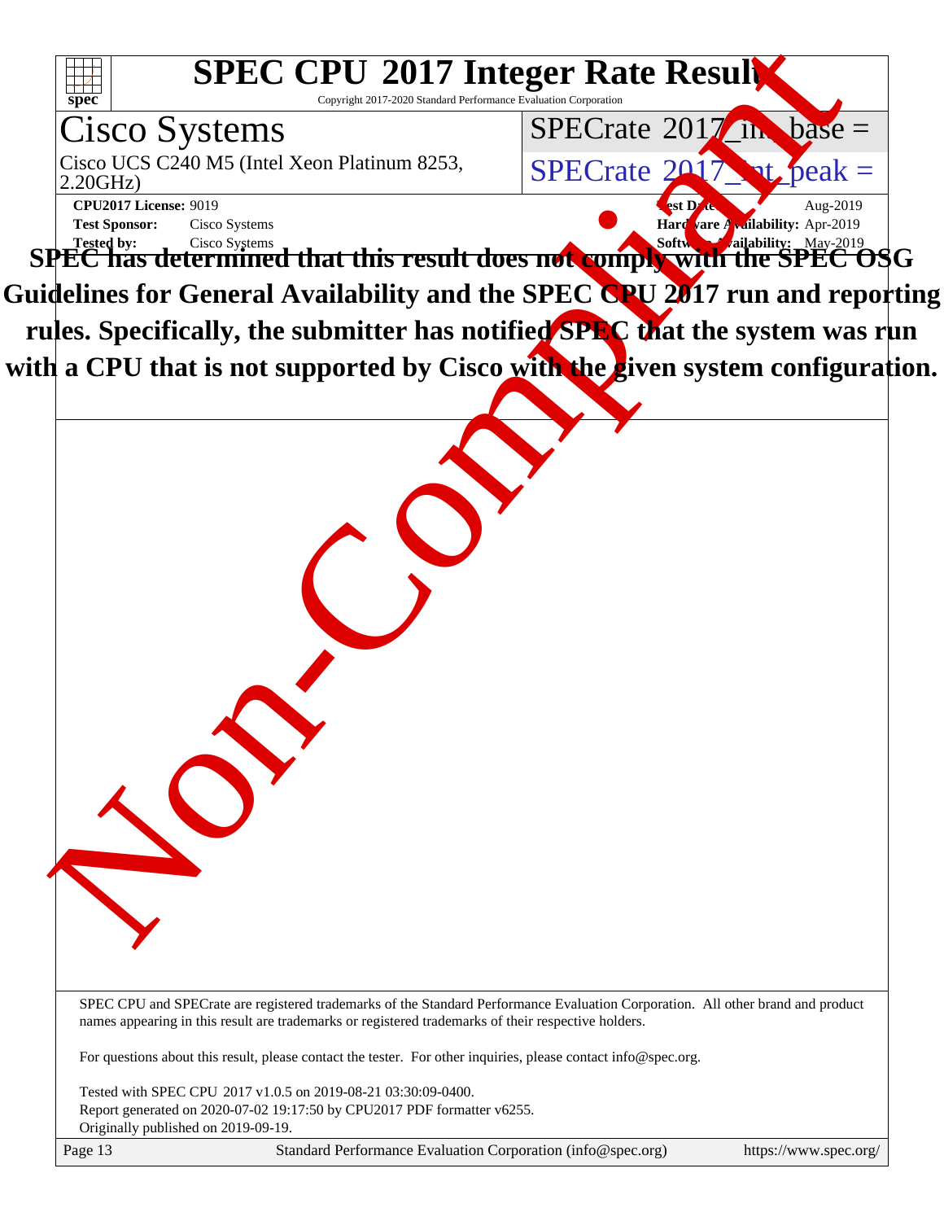# SPEC CPU 2017 Integer Rate Result

Copyright 2017-2020 Standard Performance Evaluation Corporation

## Cisco Systems

Cisco UCS C240 M5 (Intel Xeon Platinum 8253, 2.20GHz)

SPECrate 2017_int_base =

SPECrate 2017_int_peak =

**CPU2017 License:** 9019
**Test Sponsor:** Cisco Systems
**Tested by:** Cisco Systems

**Test Date:** Aug-2019
**Hardware Availability:** Apr-2019
**Software Availability:** May-2019

**SPEC has determined that this result does not comply with the SPEC OSG Guidelines for General Availability and the SPEC CPU 2017 run and reporting rules. Specifically, the submitter has notified SPEC that the system was run with a CPU that is not supported by Cisco with the given system configuration.**

Non-Compliant

SPEC CPU and SPECrate are registered trademarks of the Standard Performance Evaluation Corporation. All other brand and product names appearing in this result are trademarks or registered trademarks of their respective holders.

For questions about this result, please contact the tester. For other inquiries, please contact info@spec.org.

Tested with SPEC CPU 2017 v1.0.5 on 2019-08-21 03:30:09-0400.
Report generated on 2020-07-02 19:17:50 by CPU2017 PDF formatter v6255.
Originally published on 2019-09-19.